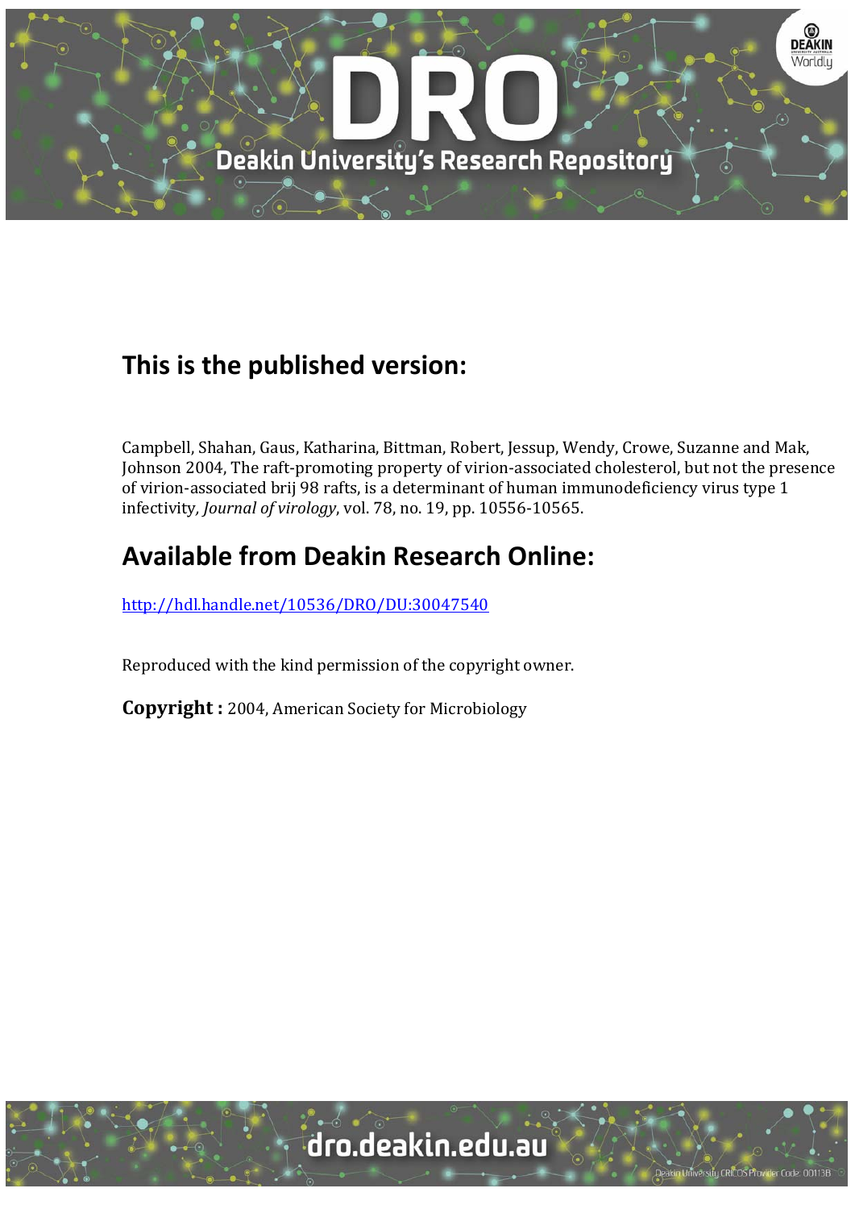# This is the published version:

Campbell, Shahan, Gaus, Katharina, Bittman, Robert, Jessup, Wendy, Crowe, Suzanne and Mak, Johnson 2004, The raft-promoting property of virion-associated cholesterol, but not the presence of virion-associated brij 98 rafts, is a determinant of human immunodeficiency virus type 1 infectivity, *Journal of virology*, vol. 78, no. 19, pp. 10556-10565.

# Available from Deakin Research Online:

http://hdl.handle.net/10536/DRO/DU:30047540

Reproduced with the kind permission of the copyright owner.

**Copyright :** 2004, American Society for Microbiology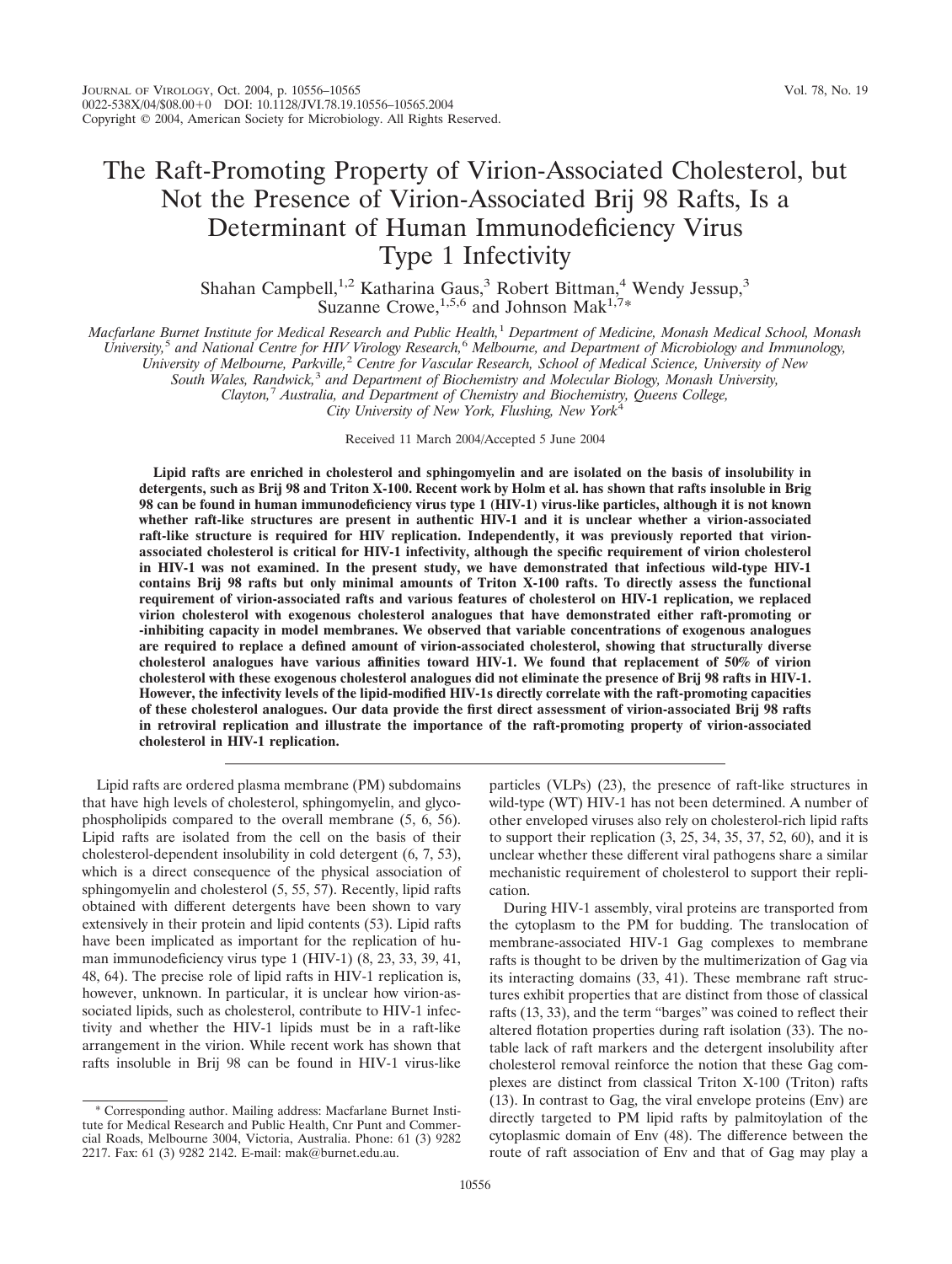# The Raft-Promoting Property of Virion-Associated Cholesterol, but Not the Presence of Virion-Associated Brij 98 Rafts, Is a Determinant of Human Immunodeficiency Virus Type 1 Infectivity

Shahan Campbell,[1,2] Katharina Gaus,[3] Robert Bittman,[4] Wendy Jessup,[3] Suzanne Crowe,[1,5,6] and Johnson Mak[1,7]*

*Macfarlane Burnet Institute for Medical Research and Public Health,[1] Department of Medicine, Monash Medical School, Monash University,[5] and National Centre for HIV Virology Research,[6] Melbourne, and Department of Microbiology and Immunology, University of Melbourne, Parkville,[2] Centre for Vascular Research, School of Medical Science, University of New South Wales, Randwick,[3] and Department of Biochemistry and Molecular Biology, Monash University, Clayton,[7] Australia, and Department of Chemistry and Biochemistry, Queens College, City University of New York, Flushing, New York[4]*

Received 11 March 2004/Accepted 5 June 2004

**Lipid rafts are enriched in cholesterol and sphingomyelin and are isolated on the basis of insolubility in detergents, such as Brij 98 and Triton X-100. Recent work by Holm et al. has shown that rafts insoluble in Brig 98 can be found in human immunodeficiency virus type 1 (HIV-1) virus-like particles, although it is not known whether raft-like structures are present in authentic HIV-1 and it is unclear whether a virion-associated raft-like structure is required for HIV replication. Independently, it was previously reported that virion-associated cholesterol is critical for HIV-1 infectivity, although the specific requirement of virion cholesterol in HIV-1 was not examined. In the present study, we have demonstrated that infectious wild-type HIV-1 contains Brij 98 rafts but only minimal amounts of Triton X-100 rafts. To directly assess the functional requirement of virion-associated rafts and various features of cholesterol on HIV-1 replication, we replaced virion cholesterol with exogenous cholesterol analogues that have demonstrated either raft-promoting or -inhibiting capacity in model membranes. We observed that variable concentrations of exogenous analogues are required to replace a defined amount of virion-associated cholesterol, showing that structurally diverse cholesterol analogues have various affinities toward HIV-1. We found that replacement of 50% of virion cholesterol with these exogenous cholesterol analogues did not eliminate the presence of Brij 98 rafts in HIV-1. However, the infectivity levels of the lipid-modified HIV-1s directly correlate with the raft-promoting capacities of these cholesterol analogues. Our data provide the first direct assessment of virion-associated Brij 98 rafts in retroviral replication and illustrate the importance of the raft-promoting property of virion-associated cholesterol in HIV-1 replication.**

Lipid rafts are ordered plasma membrane (PM) subdomains that have high levels of cholesterol, sphingomyelin, and glycophospholipids compared to the overall membrane (5, 6, 56). Lipid rafts are isolated from the cell on the basis of their cholesterol-dependent insolubility in cold detergent (6, 7, 53), which is a direct consequence of the physical association of sphingomyelin and cholesterol (5, 55, 57). Recently, lipid rafts obtained with different detergents have been shown to vary extensively in their protein and lipid contents (53). Lipid rafts have been implicated as important for the replication of human immunodeficiency virus type 1 (HIV-1) (8, 23, 33, 39, 41, 48, 64). The precise role of lipid rafts in HIV-1 replication is, however, unknown. In particular, it is unclear how virion-associated lipids, such as cholesterol, contribute to HIV-1 infectivity and whether the HIV-1 lipids must be in a raft-like arrangement in the virion. While recent work has shown that rafts insoluble in Brij 98 can be found in HIV-1 virus-like particles (VLPs) (23), the presence of raft-like structures in wild-type (WT) HIV-1 has not been determined. A number of other enveloped viruses also rely on cholesterol-rich lipid rafts to support their replication (3, 25, 34, 35, 37, 52, 60), and it is unclear whether these different viral pathogens share a similar mechanistic requirement of cholesterol to support their replication.

During HIV-1 assembly, viral proteins are transported from the cytoplasm to the PM for budding. The translocation of membrane-associated HIV-1 Gag complexes to membrane rafts is thought to be driven by the multimerization of Gag via its interacting domains (33, 41). These membrane raft structures exhibit properties that are distinct from those of classical rafts (13, 33), and the term "barges" was coined to reflect their altered flotation properties during raft isolation (33). The notable lack of raft markers and the detergent insolubility after cholesterol removal reinforce the notion that these Gag complexes are distinct from classical Triton X-100 (Triton) rafts (13). In contrast to Gag, the viral envelope proteins (Env) are directly targeted to PM lipid rafts by palmitoylation of the cytoplasmic domain of Env (48). The difference between the route of raft association of Env and that of Gag may play a

\* Corresponding author. Mailing address: Macfarlane Burnet Institute for Medical Research and Public Health, Cnr Punt and Commercial Roads, Melbourne 3004, Victoria, Australia. Phone: 61 (3) 9282 2217. Fax: 61 (3) 9282 2142. E-mail: mak@burnet.edu.au.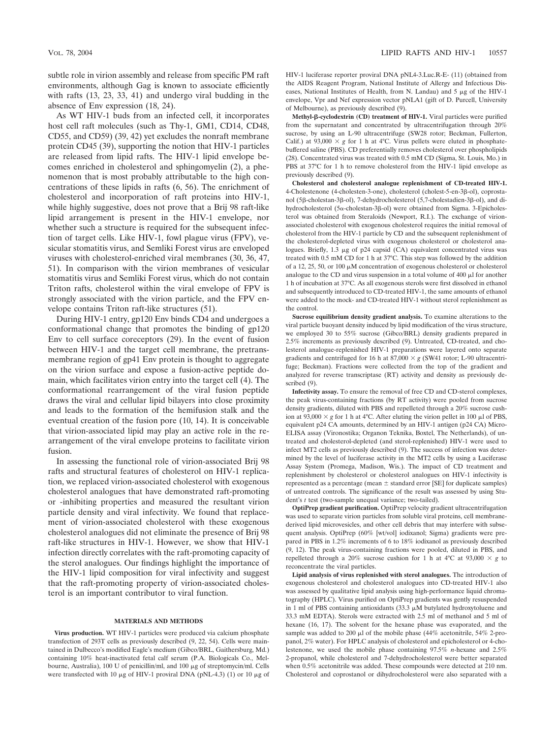subtle role in virion assembly and release from specific PM raft environments, although Gag is known to associate efficiently with rafts (13, 23, 33, 41) and undergo viral budding in the absence of Env expression (18, 24).

As WT HIV-1 buds from an infected cell, it incorporates host cell raft molecules (such as Thy-1, GM1, CD14, CD48, CD55, and CD59) (39, 42) yet excludes the nonraft membrane protein CD45 (39), supporting the notion that HIV-1 particles are released from lipid rafts. The HIV-1 lipid envelope becomes enriched in cholesterol and sphingomyelin (2), a phenomenon that is most probably attributable to the high concentrations of these lipids in rafts (6, 56). The enrichment of cholesterol and incorporation of raft proteins into HIV-1, while highly suggestive, does not prove that a Brij 98 raft-like lipid arrangement is present in the HIV-1 envelope, nor whether such a structure is required for the subsequent infection of target cells. Like HIV-1, fowl plague virus (FPV), vesicular stomatitis virus, and Semliki Forest virus are enveloped viruses with cholesterol-enriched viral membranes (30, 36, 47, 51). In comparison with the virion membranes of vesicular stomatitis virus and Semliki Forest virus, which do not contain Triton rafts, cholesterol within the viral envelope of FPV is strongly associated with the virion particle, and the FPV envelope contains Triton raft-like structures (51).

During HIV-1 entry, gp120 Env binds CD4 and undergoes a conformational change that promotes the binding of gp120 Env to cell surface coreceptors (29). In the event of fusion between HIV-1 and the target cell membrane, the pretransmembrane region of gp41 Env protein is thought to aggregate on the virion surface and expose a fusion-active peptide domain, which facilitates virion entry into the target cell (4). The conformational rearrangement of the viral fusion peptide draws the viral and cellular lipid bilayers into close proximity and leads to the formation of the hemifusion stalk and the eventual creation of the fusion pore (10, 14). It is conceivable that virion-associated lipid may play an active role in the rearrangement of the viral envelope proteins to facilitate virion fusion.

In assessing the functional role of virion-associated Brij 98 rafts and structural features of cholesterol on HIV-1 replication, we replaced virion-associated cholesterol with exogenous cholesterol analogues that have demonstrated raft-promoting or -inhibiting properties and measured the resultant virion particle density and viral infectivity. We found that replacement of virion-associated cholesterol with these exogenous cholesterol analogues did not eliminate the presence of Brij 98 raft-like structures in HIV-1. However, we show that HIV-1 infection directly correlates with the raft-promoting capacity of the sterol analogues. Our findings highlight the importance of the HIV-1 lipid composition for viral infectivity and suggest that the raft-promoting property of virion-associated cholesterol is an important contributor to viral function.

## MATERIALS AND METHODS

**Virus production.** WT HIV-1 particles were produced via calcium phosphate transfection of 293T cells as previously described (9, 22, 54). Cells were maintained in Dulbecco's modified Eagle's medium (Gibco/BRL, Gaithersburg, Md.) containing 10% heat-inactivated fetal calf serum (P.A. Biologicals Co., Melbourne, Australia), 100 U of penicillin/ml, and 100 μg of streptomycin/ml. Cells were transfected with 10 μg of HIV-1 proviral DNA (pNL-4.3) (1) or 10 μg of HIV-1 luciferase reporter proviral DNA pNL4-3.Luc.R-E- (11) (obtained from the AIDS Reagent Program, National Institute of Allergy and Infectious Diseases, National Institutes of Health, from N. Landau) and 5 μg of the HIV-1 envelope, Vpr and Nef expression vector pNLA1 (gift of D. Purcell, University of Melbourne), as previously described (9).

**Methyl-β-cyclodextrin (CD) treatment of HIV-1.** Viral particles were purified from the supernatant and concentrated by ultracentrifugation through 20% sucrose, by using an L-90 ultracentrifuge (SW28 rotor; Beckman, Fullerton, Calif.) at 93,000 × *g* for 1 h at 4°C. Virus pellets were eluted in phosphate-buffered saline (PBS). CD preferentially removes cholesterol over phospholipids (28). Concentrated virus was treated with 0.5 mM CD (Sigma, St. Louis, Mo.) in PBS at 37°C for 1 h to remove cholesterol from the HIV-1 lipid envelope as previously described (9).

**Cholesterol and cholesterol analogue replenishment of CD-treated HIV-1.** 4-Cholestenone (4-cholesten-3-one), cholesterol (cholest-5-en-3β-ol), coprostanol (5β-cholestan-3β-ol), 7-dehydrocholesterol (5,7-cholestadien-3β-ol), and dihydrocholesterol (5α-cholestan-3β-ol) were obtained from Sigma. 3-Epicholesterol was obtained from Steraloids (Newport, R.I.). The exchange of virion-associated cholesterol with exogenous cholesterol requires the initial removal of cholesterol from the HIV-1 particle by CD and the subsequent replenishment of the cholesterol-depleted virus with exogenous cholesterol or cholesterol analogues. Briefly, 1.3 μg of p24 capsid (CA) equivalent concentrated virus was treated with 0.5 mM CD for 1 h at 37°C. This step was followed by the addition of a 12, 25, 50, or 100 μM concentration of exogenous cholesterol or cholesterol analogue to the CD and virus suspension in a total volume of 400 μl for another 1 h of incubation at 37°C. As all exogenous sterols were first dissolved in ethanol and subsequently introduced to CD-treated HIV-1, the same amounts of ethanol were added to the mock- and CD-treated HIV-1 without sterol replenishment as the control.

**Sucrose equilibrium density gradient analysis.** To examine alterations to the viral particle buoyant density induced by lipid modification of the virus structure, we employed 30 to 55% sucrose (Gibco/BRL) density gradients prepared in 2.5% increments as previously described (9). Untreated, CD-treated, and cholesterol analogue-replenished HIV-1 preparations were layered onto separate gradients and centrifuged for 16 h at 87,000 × *g* (SW41 rotor; L-90 ultracentrifuge; Beckman). Fractions were collected from the top of the gradient and analyzed for reverse transcriptase (RT) activity and density as previously described (9).

**Infectivity assay.** To ensure the removal of free CD and CD-sterol complexes, the peak virus-containing fractions (by RT activity) were pooled from sucrose density gradients, diluted with PBS and repelleted through a 20% sucrose cushion at 93,000 × *g* for 1 h at 4°C. After eluting the virion pellet in 100 μl of PBS, equivalent p24 CA amounts, determined by an HIV-1 antigen (p24 CA) Micro-ELISA assay (Vironostika; Organon Teknika, Boxtel, The Netherlands), of untreated and cholesterol-depleted (and sterol-replenished) HIV-1 were used to infect MT2 cells as previously described (9). The success of infection was determined by the level of luciferase activity in the MT2 cells by using a Luciferase Assay System (Promega, Madison, Wis.). The impact of CD treatment and replenishment by cholesterol or cholesterol analogues on HIV-1 infectivity is represented as a percentage (mean ± standard error [SE] for duplicate samples) of untreated controls. The significance of the result was assessed by using Student's *t* test (two-sample unequal variance; two-tailed).

**OptiPrep gradient purification.** OptiPrep velocity gradient ultracentrifugation was used to separate virion particles from soluble viral proteins, cell membrane-derived lipid microvesicles, and other cell debris that may interfere with subsequent analysis. OptiPrep (60% [wt/vol] iodixanol; Sigma) gradients were prepared in PBS in 1.2% increments of 6 to 18% iodixanol as previously described (9, 12). The peak virus-containing fractions were pooled, diluted in PBS, and repelleted through a 20% sucrose cushion for 1 h at 4°C at 93,000 × *g* to reconcentrate the viral particles.

**Lipid analysis of virus replenished with sterol analogues.** The introduction of exogenous cholesterol and cholesterol analogues into CD-treated HIV-1 also was assessed by qualitative lipid analysis using high-performance liquid chromatography (HPLC). Virus purified on OptiPrep gradients was gently resuspended in 1 ml of PBS containing antioxidants (33.3 μM butylated hydroxytoluene and 33.3 mM EDTA). Sterols were extracted with 2.5 ml of methanol and 5 ml of hexane (16, 17). The solvent for the hexane phase was evaporated, and the sample was added to 200 μl of the mobile phase (44% acetonitrile, 54% 2-propanol, 2% water). For HPLC analysis of cholesterol and epicholesterol or 4-cholestenone, we used the mobile phase containing 97.5% *n*-hexane and 2.5% 2-propanol, while cholesterol and 7-dehydrocholesterol were better separated when 0.5% acetonitrile was added. These compounds were detected at 210 nm. Cholesterol and coprostanol or dihydrocholesterol were also separated with a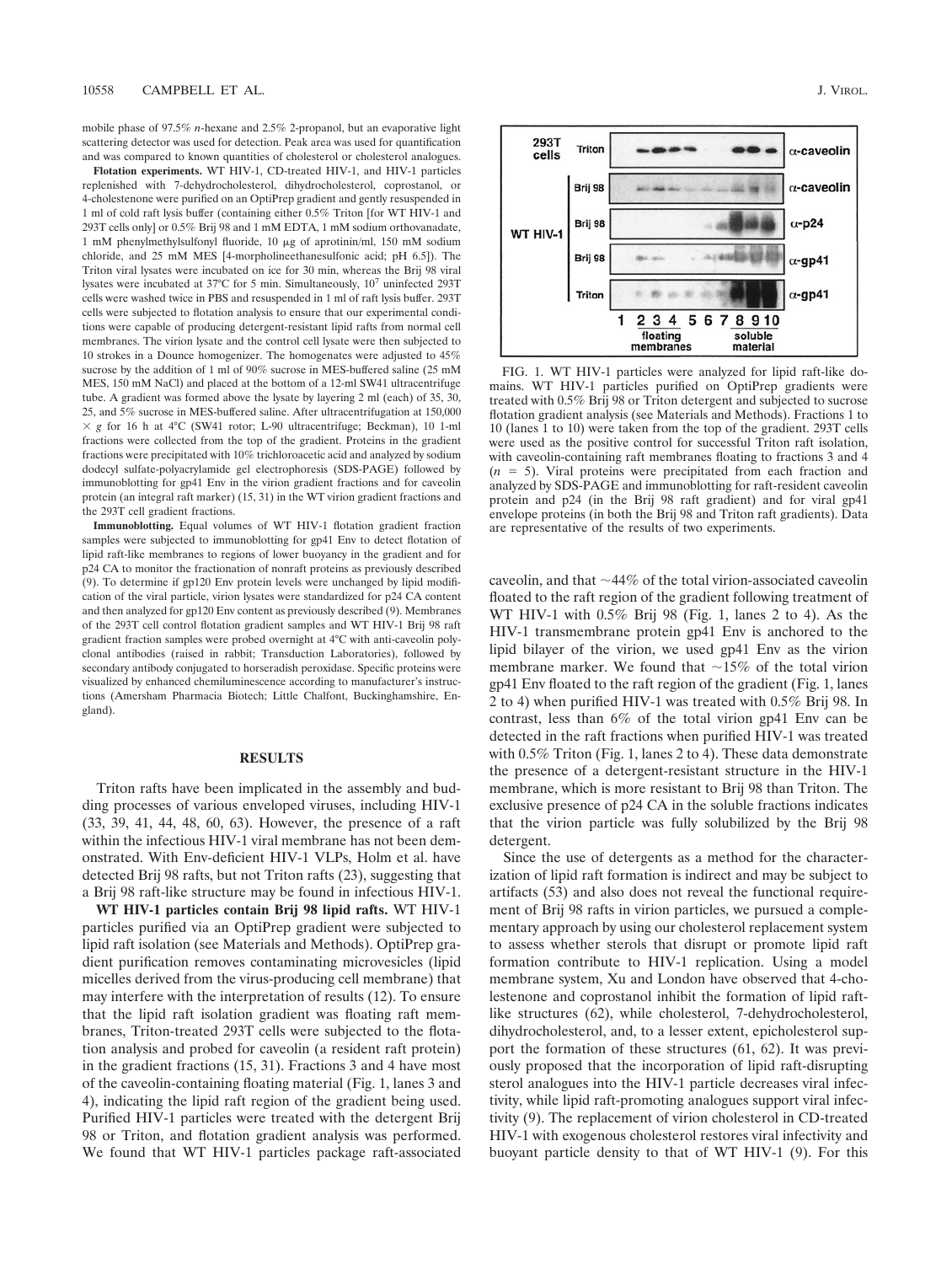mobile phase of 97.5% *n*-hexane and 2.5% 2-propanol, but an evaporative light scattering detector was used for detection. Peak area was used for quantification and was compared to known quantities of cholesterol or cholesterol analogues.

**Flotation experiments.** WT HIV-1, CD-treated HIV-1, and HIV-1 particles replenished with 7-dehydrocholesterol, dihydrocholesterol, coprostanol, or 4-cholestenone were purified on an OptiPrep gradient and gently resuspended in 1 ml of cold raft lysis buffer (containing either 0.5% Triton [for WT HIV-1 and 293T cells only] or 0.5% Brij 98 and 1 mM EDTA, 1 mM sodium orthovanadate, 1 mM phenylmethylsulfonyl fluoride, 10 μg of aprotinin/ml, 150 mM sodium chloride, and 25 mM MES [4-morpholineethanesulfonic acid; pH 6.5]). The Triton viral lysates were incubated on ice for 30 min, whereas the Brij 98 viral lysates were incubated at 37°C for 5 min. Simultaneously, $10^7$ uninfected 293T cells were washed twice in PBS and resuspended in 1 ml of raft lysis buffer. 293T cells were subjected to flotation analysis to ensure that our experimental conditions were capable of producing detergent-resistant lipid rafts from normal cell membranes. The virion lysate and the control cell lysate were then subjected to 10 strokes in a Dounce homogenizer. The homogenates were adjusted to 45% sucrose by the addition of 1 ml of 90% sucrose in MES-buffered saline (25 mM MES, 150 mM NaCl) and placed at the bottom of a 12-ml SW41 ultracentrifuge tube. A gradient was formed above the lysate by layering 2 ml (each) of 35, 30, 25, and 5% sucrose in MES-buffered saline. After ultracentrifugation at 150,000 $\times$ *g* for 16 h at 4°C (SW41 rotor; L-90 ultracentrifuge; Beckman), 10 1-ml fractions were collected from the top of the gradient. Proteins in the gradient fractions were precipitated with 10% trichloroacetic acid and analyzed by sodium dodecyl sulfate-polyacrylamide gel electrophoresis (SDS-PAGE) followed by immunoblotting for gp41 Env in the virion gradient fractions and for caveolin protein (an integral raft marker) (15, 31) in the WT virion gradient fractions and the 293T cell gradient fractions.

**Immunoblotting.** Equal volumes of WT HIV-1 flotation gradient fraction samples were subjected to immunoblotting for gp41 Env to detect flotation of lipid raft-like membranes to regions of lower buoyancy in the gradient and for p24 CA to monitor the fractionation of nonraft proteins as previously described (9). To determine if gp120 Env protein levels were unchanged by lipid modification of the viral particle, virion lysates were standardized for p24 CA content and then analyzed for gp120 Env content as previously described (9). Membranes of the 293T cell control flotation gradient samples and WT HIV-1 Brij 98 raft gradient fraction samples were probed overnight at 4°C with anti-caveolin polyclonal antibodies (raised in rabbit; Transduction Laboratories), followed by secondary antibody conjugated to horseradish peroxidase. Specific proteins were visualized by enhanced chemiluminescence according to manufacturer's instructions (Amersham Pharmacia Biotech; Little Chalfont, Buckinghamshire, England).

## RESULTS

Triton rafts have been implicated in the assembly and budding processes of various enveloped viruses, including HIV-1 (33, 39, 41, 44, 48, 60, 63). However, the presence of a raft within the infectious HIV-1 viral membrane has not been demonstrated. With Env-deficient HIV-1 VLPs, Holm et al. have detected Brij 98 rafts, but not Triton rafts (23), suggesting that a Brij 98 raft-like structure may be found in infectious HIV-1.

**WT HIV-1 particles contain Brij 98 lipid rafts.** WT HIV-1 particles purified via an OptiPrep gradient were subjected to lipid raft isolation (see Materials and Methods). OptiPrep gradient purification removes contaminating microvesicles (lipid micelles derived from the virus-producing cell membrane) that may interfere with the interpretation of results (12). To ensure that the lipid raft isolation gradient was floating raft membranes, Triton-treated 293T cells were subjected to the flotation analysis and probed for caveolin (a resident raft protein) in the gradient fractions (15, 31). Fractions 3 and 4 have most of the caveolin-containing floating material (Fig. 1, lanes 3 and 4), indicating the lipid raft region of the gradient being used. Purified HIV-1 particles were treated with the detergent Brij 98 or Triton, and flotation gradient analysis was performed. We found that WT HIV-1 particles package raft-associated caveolin, and that ~44% of the total virion-associated caveolin floated to the raft region of the gradient following treatment of WT HIV-1 with 0.5% Brij 98 (Fig. 1, lanes 2 to 4). As the HIV-1 transmembrane protein gp41 Env is anchored to the lipid bilayer of the virion, we used gp41 Env as the virion membrane marker. We found that ~15% of the total virion gp41 Env floated to the raft region of the gradient (Fig. 1, lanes 2 to 4) when purified HIV-1 was treated with 0.5% Brij 98. In contrast, less than 6% of the total virion gp41 Env can be detected in the raft fractions when purified HIV-1 was treated with 0.5% Triton (Fig. 1, lanes 2 to 4). These data demonstrate the presence of a detergent-resistant structure in the HIV-1 membrane, which is more resistant to Brij 98 than Triton. The exclusive presence of p24 CA in the soluble fractions indicates that the virion particle was fully solubilized by the Brij 98 detergent.

FIG. 1. WT HIV-1 particles were analyzed for lipid raft-like domains. WT HIV-1 particles purified on OptiPrep gradients were treated with 0.5% Brij 98 or Triton detergent and subjected to sucrose flotation gradient analysis (see Materials and Methods). Fractions 1 to 10 (lanes 1 to 10) were taken from the top of the gradient. 293T cells were used as the positive control for successful Triton raft isolation, with caveolin-containing raft membranes floating to fractions 3 and 4 ($n$ = 5). Viral proteins were precipitated from each fraction and analyzed by SDS-PAGE and immunoblotting for raft-resident caveolin protein and p24 (in the Brij 98 raft gradient) and for viral gp41 envelope proteins (in both the Brij 98 and Triton raft gradients). Data are representative of the results of two experiments.

Since the use of detergents as a method for the characterization of lipid raft formation is indirect and may be subject to artifacts (53) and also does not reveal the functional requirement of Brij 98 rafts in virion particles, we pursued a complementary approach by using our cholesterol replacement system to assess whether sterols that disrupt or promote lipid raft formation contribute to HIV-1 replication. Using a model membrane system, Xu and London have observed that 4-cholestenone and coprostanol inhibit the formation of lipid raft-like structures (62), while cholesterol, 7-dehydrocholesterol, dihydrocholesterol, and, to a lesser extent, epicholesterol support the formation of these structures (61, 62). It was previously proposed that the incorporation of lipid raft-disrupting sterol analogues into the HIV-1 particle decreases viral infectivity, while lipid raft-promoting analogues support viral infectivity (9). The replacement of virion cholesterol in CD-treated HIV-1 with exogenous cholesterol restores viral infectivity and buoyant particle density to that of WT HIV-1 (9). For this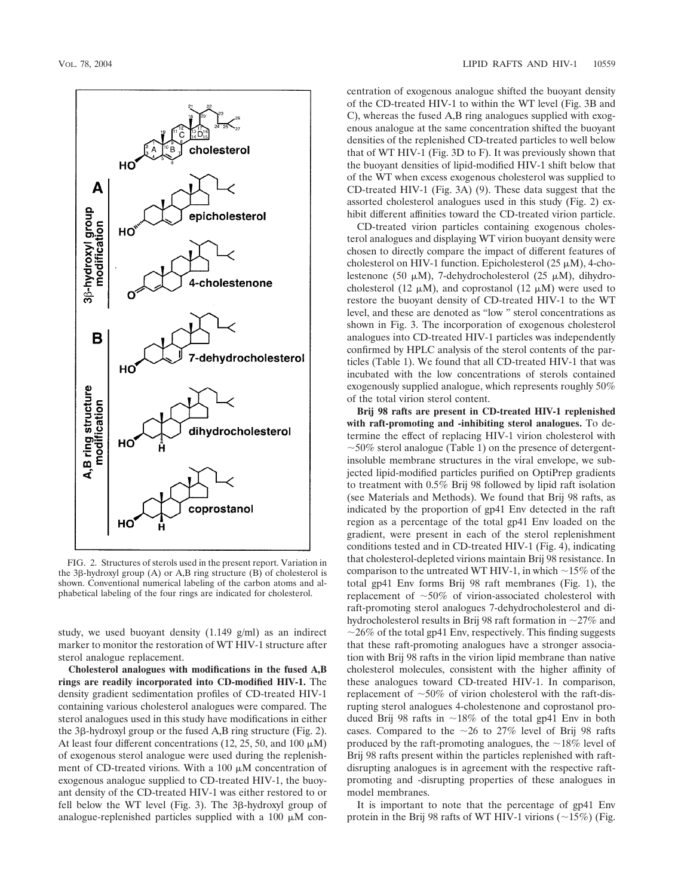FIG. 2. Structures of sterols used in the present report. Variation in the 3β-hydroxyl group (A) or A,B ring structure (B) of cholesterol is shown. Conventional numerical labeling of the carbon atoms and alphabetical labeling of the four rings are indicated for cholesterol.

study, we used buoyant density (1.149 g/ml) as an indirect marker to monitor the restoration of WT HIV-1 structure after sterol analogue replacement.

**Cholesterol analogues with modifications in the fused A,B rings are readily incorporated into CD-modified HIV-1.** The density gradient sedimentation profiles of CD-treated HIV-1 containing various cholesterol analogues were compared. The sterol analogues used in this study have modifications in either the 3β-hydroxyl group or the fused A,B ring structure (Fig. 2). At least four different concentrations (12, 25, 50, and 100 μM) of exogenous sterol analogue were used during the replenishment of CD-treated virions. With a 100 μM concentration of exogenous analogue supplied to CD-treated HIV-1, the buoyant density of the CD-treated HIV-1 was either restored to or fell below the WT level (Fig. 3). The 3β-hydroxyl group of analogue-replenished particles supplied with a 100 μM concentration of exogenous analogue shifted the buoyant density of the CD-treated HIV-1 to within the WT level (Fig. 3B and C), whereas the fused A,B ring analogues supplied with exogenous analogue at the same concentration shifted the buoyant densities of the replenished CD-treated particles to well below that of WT HIV-1 (Fig. 3D to F). It was previously shown that the buoyant densities of lipid-modified HIV-1 shift below that of the WT when excess exogenous cholesterol was supplied to CD-treated HIV-1 (Fig. 3A) (9). These data suggest that the assorted cholesterol analogues used in this study (Fig. 2) exhibit different affinities toward the CD-treated virion particle.

CD-treated virion particles containing exogenous cholesterol analogues and displaying WT virion buoyant density were chosen to directly compare the impact of different features of cholesterol on HIV-1 function. Epicholesterol (25 μM), 4-cholestenone (50 μM), 7-dehydrocholesterol (25 μM), dihydrocholesterol (12 μM), and coprostanol (12 μM) were used to restore the buoyant density of CD-treated HIV-1 to the WT level, and these are denoted as "low" sterol concentrations as shown in Fig. 3. The incorporation of exogenous cholesterol analogues into CD-treated HIV-1 particles was independently confirmed by HPLC analysis of the sterol contents of the particles (Table 1). We found that all CD-treated HIV-1 that was incubated with the low concentrations of sterols contained exogenously supplied analogue, which represents roughly 50% of the total virion sterol content.

**Brij 98 rafts are present in CD-treated HIV-1 replenished with raft-promoting and -inhibiting sterol analogues.** To determine the effect of replacing HIV-1 virion cholesterol with ~50% sterol analogue (Table 1) on the presence of detergent-insoluble membrane structures in the viral envelope, we subjected lipid-modified particles purified on OptiPrep gradients to treatment with 0.5% Brij 98 followed by lipid raft isolation (see Materials and Methods). We found that Brij 98 rafts, as indicated by the proportion of gp41 Env detected in the raft region as a percentage of the total gp41 Env loaded on the gradient, were present in each of the sterol replenishment conditions tested and in CD-treated HIV-1 (Fig. 4), indicating that cholesterol-depleted virions maintain Brij 98 resistance. In comparison to the untreated WT HIV-1, in which ~15% of the total gp41 Env forms Brij 98 raft membranes (Fig. 1), the replacement of ~50% of virion-associated cholesterol with raft-promoting sterol analogues 7-dehydrocholesterol and dihydrocholesterol results in Brij 98 raft formation in ~27% and ~26% of the total gp41 Env, respectively. This finding suggests that these raft-promoting analogues have a stronger association with Brij 98 rafts in the virion lipid membrane than native cholesterol molecules, consistent with the higher affinity of these analogues toward CD-treated HIV-1. In comparison, replacement of ~50% of virion cholesterol with the raft-disrupting sterol analogues 4-cholestenone and coprostanol produced Brij 98 rafts in ~18% of the total gp41 Env in both cases. Compared to the ~26 to 27% level of Brij 98 rafts produced by the raft-promoting analogues, the ~18% level of Brij 98 rafts present within the particles replenished with raft-disrupting analogues is in agreement with the respective raft-promoting and -disrupting properties of these analogues in model membranes.

It is important to note that the percentage of gp41 Env protein in the Brij 98 rafts of WT HIV-1 virions (~15%) (Fig.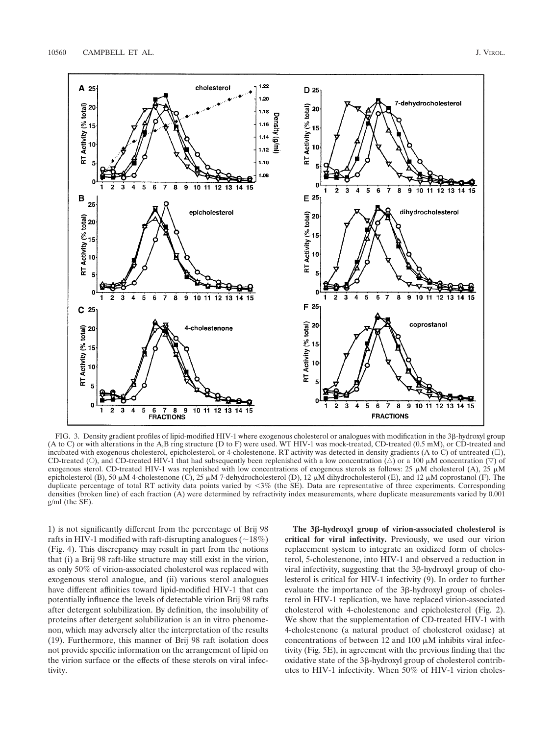FIG. 3. Density gradient profiles of lipid-modified HIV-1 where exogenous cholesterol or analogues with modification in the 3β-hydroxyl group (A to C) or with alterations in the A,B ring structure (D to F) were used. WT HIV-1 was mock-treated, CD-treated (0.5 mM), or CD-treated and incubated with exogenous cholesterol, epicholesterol, or 4-cholestenone. RT activity was detected in density gradients (A to C) of untreated (□), CD-treated (○), and CD-treated HIV-1 that had subsequently been replenished with a low concentration (△) or a 100 μM concentration (▽) of exogenous sterol. CD-treated HIV-1 was replenished with low concentrations of exogenous sterols as follows: 25 μM cholesterol (A), 25 μM epicholesterol (B), 50 μM 4-cholestenone (C), 25 μM 7-dehydrocholesterol (D), 12 μM dihydrocholesterol (E), and 12 μM coprostanol (F). The duplicate percentage of total RT activity data points varied by <3% (the SE). Data are representative of three experiments. Corresponding densities (broken line) of each fraction (A) were determined by refractivity index measurements, where duplicate measurements varied by 0.001 g/ml (the SE).

1) is not significantly different from the percentage of Brij 98 rafts in HIV-1 modified with raft-disrupting analogues (~18%) (Fig. 4). This discrepancy may result in part from the notions that (i) a Brij 98 raft-like structure may still exist in the virion, as only 50% of virion-associated cholesterol was replaced with exogenous sterol analogue, and (ii) various sterol analogues have different affinities toward lipid-modified HIV-1 that can potentially influence the levels of detectable virion Brij 98 rafts after detergent solubilization. By definition, the insolubility of proteins after detergent solubilization is an in vitro phenomenon, which may adversely alter the interpretation of the results (19). Furthermore, this manner of Brij 98 raft isolation does not provide specific information on the arrangement of lipid on the virion surface or the effects of these sterols on viral infectivity.

**The 3β-hydroxyl group of virion-associated cholesterol is critical for viral infectivity.** Previously, we used our virion replacement system to integrate an oxidized form of cholesterol, 5-cholestenone, into HIV-1 and observed a reduction in viral infectivity, suggesting that the 3β-hydroxyl group of cholesterol is critical for HIV-1 infectivity (9). In order to further evaluate the importance of the 3β-hydroxyl group of cholesterol in HIV-1 replication, we have replaced virion-associated cholesterol with 4-cholestenone and epicholesterol (Fig. 2). We show that the supplementation of CD-treated HIV-1 with 4-cholestenone (a natural product of cholesterol oxidase) at concentrations of between 12 and 100 μM inhibits viral infectivity (Fig. 5E), in agreement with the previous finding that the oxidative state of the 3β-hydroxyl group of cholesterol contributes to HIV-1 infectivity. When 50% of HIV-1 virion choles-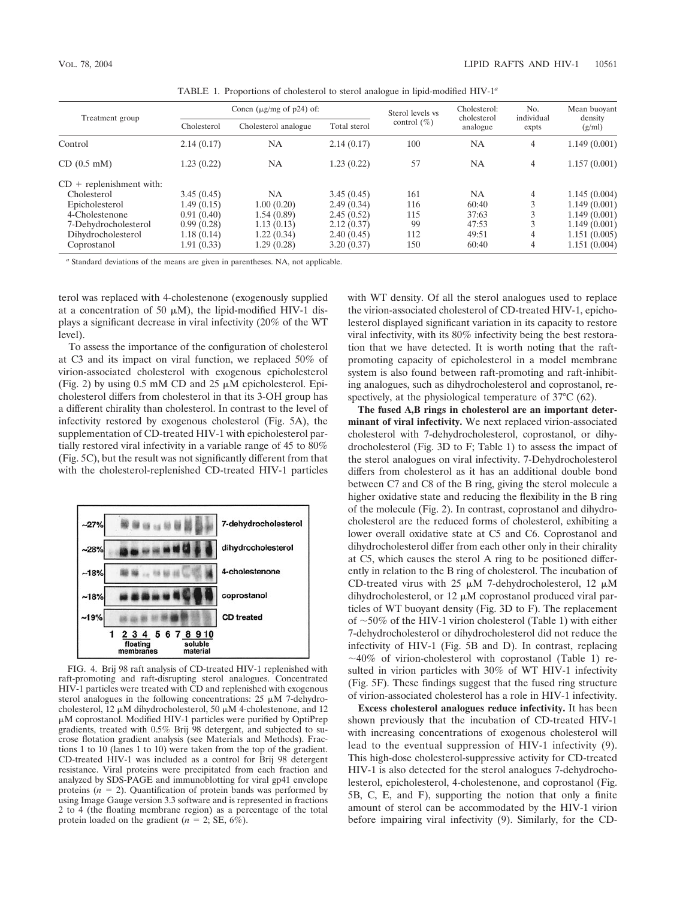TABLE 1. Proportions of cholesterol to sterol analogue in lipid-modified HIV-1[a]

| Treatment group | Concn (μg/mg of p24) of: | | | Sterol levels vs control (%) | Cholesterol: cholesterol analogue | No. individual expts | Mean buoyant density (g/ml) |
|---|---|---|---|---|---|---|---|
| | Cholesterol | Cholesterol analogue | Total sterol | | | | |
| Control | 2.14 (0.17) | NA | 2.14 (0.17) | 100 | NA | 4 | 1.149 (0.001) |
| CD (0.5 mM) | 1.23 (0.22) | NA | 1.23 (0.22) | 57 | NA | 4 | 1.157 (0.001) |
| CD + replenishment with: | | | | | | | |
| Cholesterol | 3.45 (0.45) | NA | 3.45 (0.45) | 161 | NA | 4 | 1.145 (0.004) |
| Epicholesterol | 1.49 (0.15) | 1.00 (0.20) | 2.49 (0.34) | 116 | 60:40 | 3 | 1.149 (0.001) |
| 4-Cholestenone | 0.91 (0.40) | 1.54 (0.89) | 2.45 (0.52) | 115 | 37:63 | 3 | 1.149 (0.001) |
| 7-Dehydrocholesterol | 0.99 (0.28) | 1.13 (0.13) | 2.12 (0.37) | 99 | 47:53 | 3 | 1.149 (0.001) |
| Dihydrocholesterol | 1.18 (0.14) | 1.22 (0.34) | 2.40 (0.45) | 112 | 49:51 | 4 | 1.151 (0.005) |
| Coprostanol | 1.91 (0.33) | 1.29 (0.28) | 3.20 (0.37) | 150 | 60:40 | 4 | 1.151 (0.004) |

[a] Standard deviations of the means are given in parentheses. NA, not applicable.

terol was replaced with 4-cholestenone (exogenously supplied at a concentration of 50 μM), the lipid-modified HIV-1 displays a significant decrease in viral infectivity (20% of the WT level).

To assess the importance of the configuration of cholesterol at C3 and its impact on viral function, we replaced 50% of virion-associated cholesterol with exogenous epicholesterol (Fig. 2) by using 0.5 mM CD and 25 μM epicholesterol. Epicholesterol differs from cholesterol in that its 3-OH group has a different chirality than cholesterol. In contrast to the level of infectivity restored by exogenous cholesterol (Fig. 5A), the supplementation of CD-treated HIV-1 with epicholesterol partially restored viral infectivity in a variable range of 45 to 80% (Fig. 5C), but the result was not significantly different from that with the cholesterol-replenished CD-treated HIV-1 particles with WT density. Of all the sterol analogues used to replace the virion-associated cholesterol of CD-treated HIV-1, epicholesterol displayed significant variation in its capacity to restore viral infectivity, with its 80% infectivity being the best restoration that we have detected. It is worth noting that the raft-promoting capacity of epicholesterol in a model membrane system is also found between raft-promoting and raft-inhibiting analogues, such as dihydrocholesterol and coprostanol, respectively, at the physiological temperature of 37°C (62).

FIG. 4. Brij 98 raft analysis of CD-treated HIV-1 replenished with raft-promoting and raft-disrupting sterol analogues. Concentrated HIV-1 particles were treated with CD and replenished with exogenous sterol analogues in the following concentrations: 25 μM 7-dehydrocholesterol, 12 μM dihydrocholesterol, 50 μM 4-cholestenone, and 12 μM coprostanol. Modified HIV-1 particles were purified by OptiPrep gradients, treated with 0.5% Brij 98 detergent, and subjected to sucrose flotation gradient analysis (see Materials and Methods). Fractions 1 to 10 (lanes 1 to 10) were taken from the top of the gradient. CD-treated HIV-1 was included as a control for Brij 98 detergent resistance. Viral proteins were precipitated from each fraction and analyzed by SDS-PAGE and immunoblotting for viral gp41 envelope proteins ($n = 2$). Quantification of protein bands was performed by using Image Gauge version 3.3 software and is represented in fractions 2 to 4 (the floating membrane region) as a percentage of the total protein loaded on the gradient ($n = 2$; SE, 6%).

**The fused A,B rings in cholesterol are an important determinant of viral infectivity.** We next replaced virion-associated cholesterol with 7-dehydrocholesterol, coprostanol, or dihydrocholesterol (Fig. 3D to F; Table 1) to assess the impact of the sterol analogues on viral infectivity. 7-Dehydrocholesterol differs from cholesterol as it has an additional double bond between C7 and C8 of the B ring, giving the sterol molecule a higher oxidative state and reducing the flexibility in the B ring of the molecule (Fig. 2). In contrast, coprostanol and dihydrocholesterol are the reduced forms of cholesterol, exhibiting a lower overall oxidative state at C5 and C6. Coprostanol and dihydrocholesterol differ from each other only in their chirality at C5, which causes the sterol A ring to be positioned differently in relation to the B ring of cholesterol. The incubation of CD-treated virus with 25 μM 7-dehydrocholesterol, 12 μM dihydrocholesterol, or 12 μM coprostanol produced viral particles of WT buoyant density (Fig. 3D to F). The replacement of ~50% of the HIV-1 virion cholesterol (Table 1) with either 7-dehydrocholesterol or dihydrocholesterol did not reduce the infectivity of HIV-1 (Fig. 5B and D). In contrast, replacing ~40% of virion-cholesterol with coprostanol (Table 1) resulted in virion particles with 30% of WT HIV-1 infectivity (Fig. 5F). These findings suggest that the fused ring structure of virion-associated cholesterol has a role in HIV-1 infectivity.

**Excess cholesterol analogues reduce infectivity.** It has been shown previously that the incubation of CD-treated HIV-1 with increasing concentrations of exogenous cholesterol will lead to the eventual suppression of HIV-1 infectivity (9). This high-dose cholesterol-suppressive activity for CD-treated HIV-1 is also detected for the sterol analogues 7-dehydrocholesterol, epicholesterol, 4-cholestenone, and coprostanol (Fig. 5B, C, E, and F), supporting the notion that only a finite amount of sterol can be accommodated by the HIV-1 virion before impairing viral infectivity (9). Similarly, for the CD-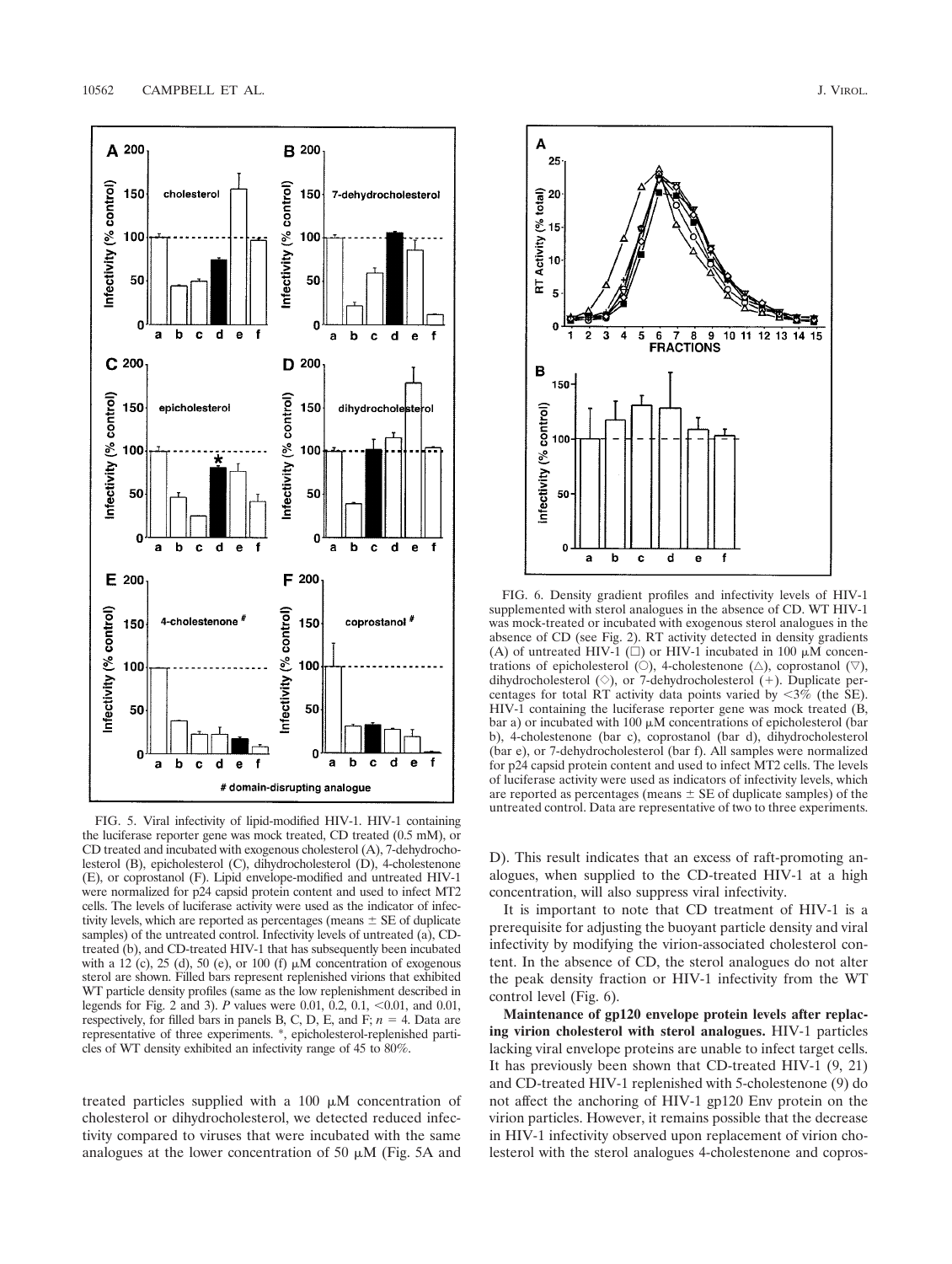FIG. 5. Viral infectivity of lipid-modified HIV-1. HIV-1 containing the luciferase reporter gene was mock treated, CD treated (0.5 mM), or CD treated and incubated with exogenous cholesterol (A), 7-dehydrocholesterol (B), epicholesterol (C), dihydrocholesterol (D), 4-cholestenone (E), or coprostanol (F). Lipid envelope-modified and untreated HIV-1 were normalized for p24 capsid protein content and used to infect MT2 cells. The levels of luciferase activity were used as the indicator of infectivity levels, which are reported as percentages (means ± SE of duplicate samples) of the untreated control. Infectivity levels of untreated (a), CD-treated (b), and CD-treated HIV-1 that has subsequently been incubated with a 12 (c), 25 (d), 50 (e), or 100 (f) μM concentration of exogenous sterol are shown. Filled bars represent replenished virions that exhibited WT particle density profiles (same as the low replenishment described in legends for Fig. 2 and 3). *P* values were 0.01, 0.2, 0.1, <0.01, and 0.01, respectively, for filled bars in panels B, C, D, E, and F; $n = 4$. Data are representative of three experiments. *, epicholesterol-replenished particles of WT density exhibited an infectivity range of 45 to 80%.

FIG. 6. Density gradient profiles and infectivity levels of HIV-1 supplemented with sterol analogues in the absence of CD. WT HIV-1 was mock-treated or incubated with exogenous sterol analogues in the absence of CD (see Fig. 2). RT activity detected in density gradients (A) of untreated HIV-1 (□) or HIV-1 incubated in 100 μM concentrations of epicholesterol (○), 4-cholestenone (△), coprostanol (▽), dihydrocholesterol (◇), or 7-dehydrocholesterol (+). Duplicate percentages for total RT activity data points varied by <3% (the SE). HIV-1 containing the luciferase reporter gene was mock treated (B, bar a) or incubated with 100 μM concentrations of epicholesterol (bar b), 4-cholestenone (bar c), coprostanol (bar d), dihydrocholesterol (bar e), or 7-dehydrocholesterol (bar f). All samples were normalized for p24 capsid protein content and used to infect MT2 cells. The levels of luciferase activity were used as indicators of infectivity levels, which are reported as percentages (means ± SE of duplicate samples) of the untreated control. Data are representative of two to three experiments.

treated particles supplied with a 100 μM concentration of cholesterol or dihydrocholesterol, we detected reduced infectivity compared to viruses that were incubated with the same analogues at the lower concentration of 50 μM (Fig. 5A and D). This result indicates that an excess of raft-promoting analogues, when supplied to the CD-treated HIV-1 at a high concentration, will also suppress viral infectivity.

It is important to note that CD treatment of HIV-1 is a prerequisite for adjusting the buoyant particle density and viral infectivity by modifying the virion-associated cholesterol content. In the absence of CD, the sterol analogues do not alter the peak density fraction or HIV-1 infectivity from the WT control level (Fig. 6).

**Maintenance of gp120 envelope protein levels after replacing virion cholesterol with sterol analogues.** HIV-1 particles lacking viral envelope proteins are unable to infect target cells. It has previously been shown that CD-treated HIV-1 (9, 21) and CD-treated HIV-1 replenished with 5-cholestenone (9) do not affect the anchoring of HIV-1 gp120 Env protein on the virion particles. However, it remains possible that the decrease in HIV-1 infectivity observed upon replacement of virion cholesterol with the sterol analogues 4-cholestenone and copros-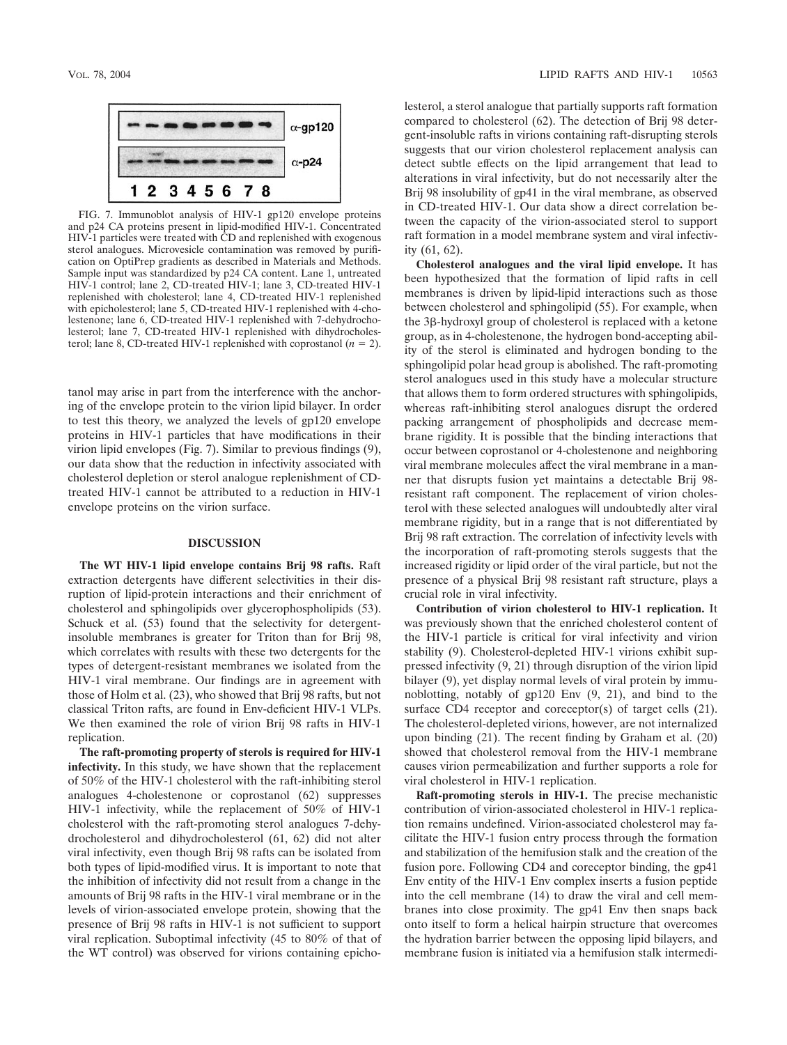FIG. 7. Immunoblot analysis of HIV-1 gp120 envelope proteins and p24 CA proteins present in lipid-modified HIV-1. Concentrated HIV-1 particles were treated with CD and replenished with exogenous sterol analogues. Microvesicle contamination was removed by purification on OptiPrep gradients as described in Materials and Methods. Sample input was standardized by p24 CA content. Lane 1, untreated HIV-1 control; lane 2, CD-treated HIV-1; lane 3, CD-treated HIV-1 replenished with cholesterol; lane 4, CD-treated HIV-1 replenished with epicholesterol; lane 5, CD-treated HIV-1 replenished with 4-cholestenone; lane 6, CD-treated HIV-1 replenished with 7-dehydrocholesterol; lane 7, CD-treated HIV-1 replenished with dihydrocholesterol; lane 8, CD-treated HIV-1 replenished with coprostanol ($n = 2$).

tanol may arise in part from the interference with the anchoring of the envelope protein to the virion lipid bilayer. In order to test this theory, we analyzed the levels of gp120 envelope proteins in HIV-1 particles that have modifications in their virion lipid envelopes (Fig. 7). Similar to previous findings (9), our data show that the reduction in infectivity associated with cholesterol depletion or sterol analogue replenishment of CD-treated HIV-1 cannot be attributed to a reduction in HIV-1 envelope proteins on the virion surface.

## DISCUSSION

**The WT HIV-1 lipid envelope contains Brij 98 rafts.** Raft extraction detergents have different selectivities in their disruption of lipid-protein interactions and their enrichment of cholesterol and sphingolipids over glycerophospholipids (53). Schuck et al. (53) found that the selectivity for detergent-insoluble membranes is greater for Triton than for Brij 98, which correlates with results with these two detergents for the types of detergent-resistant membranes we isolated from the HIV-1 viral membrane. Our findings are in agreement with those of Holm et al. (23), who showed that Brij 98 rafts, but not classical Triton rafts, are found in Env-deficient HIV-1 VLPs. We then examined the role of virion Brij 98 rafts in HIV-1 replication.

**The raft-promoting property of sterols is required for HIV-1 infectivity.** In this study, we have shown that the replacement of 50% of the HIV-1 cholesterol with the raft-inhibiting sterol analogues 4-cholestenone or coprostanol (62) suppresses HIV-1 infectivity, while the replacement of 50% of HIV-1 cholesterol with the raft-promoting sterol analogues 7-dehydrocholesterol and dihydrocholesterol (61, 62) did not alter viral infectivity, even though Brij 98 rafts can be isolated from both types of lipid-modified virus. It is important to note that the inhibition of infectivity did not result from a change in the amounts of Brij 98 rafts in the HIV-1 viral membrane or in the levels of virion-associated envelope protein, showing that the presence of Brij 98 rafts in HIV-1 is not sufficient to support viral replication. Suboptimal infectivity (45 to 80% of that of the WT control) was observed for virions containing epicholesterol, a sterol analogue that partially supports raft formation compared to cholesterol (62). The detection of Brij 98 detergent-insoluble rafts in virions containing raft-disrupting sterols suggests that our virion cholesterol replacement analysis can detect subtle effects on the lipid arrangement that lead to alterations in viral infectivity, but do not necessarily alter the Brij 98 insolubility of gp41 in the viral membrane, as observed in CD-treated HIV-1. Our data show a direct correlation between the capacity of the virion-associated sterol to support raft formation in a model membrane system and viral infectivity (61, 62).

**Cholesterol analogues and the viral lipid envelope.** It has been hypothesized that the formation of lipid rafts in cell membranes is driven by lipid-lipid interactions such as those between cholesterol and sphingolipid (55). For example, when the 3β-hydroxyl group of cholesterol is replaced with a ketone group, as in 4-cholestenone, the hydrogen bond-accepting ability of the sterol is eliminated and hydrogen bonding to the sphingolipid polar head group is abolished. The raft-promoting sterol analogues used in this study have a molecular structure that allows them to form ordered structures with sphingolipids, whereas raft-inhibiting sterol analogues disrupt the ordered packing arrangement of phospholipids and decrease membrane rigidity. It is possible that the binding interactions that occur between coprostanol or 4-cholestenone and neighboring viral membrane molecules affect the viral membrane in a manner that disrupts fusion yet maintains a detectable Brij 98-resistant raft component. The replacement of virion cholesterol with these selected analogues will undoubtedly alter viral membrane rigidity, but in a range that is not differentiated by Brij 98 raft extraction. The correlation of infectivity levels with the incorporation of raft-promoting sterols suggests that the increased rigidity or lipid order of the viral particle, but not the presence of a physical Brij 98 resistant raft structure, plays a crucial role in viral infectivity.

**Contribution of virion cholesterol to HIV-1 replication.** It was previously shown that the enriched cholesterol content of the HIV-1 particle is critical for viral infectivity and virion stability (9). Cholesterol-depleted HIV-1 virions exhibit suppressed infectivity (9, 21) through disruption of the virion lipid bilayer (9), yet display normal levels of viral protein by immunoblotting, notably of gp120 Env (9, 21), and bind to the surface CD4 receptor and coreceptor(s) of target cells (21). The cholesterol-depleted virions, however, are not internalized upon binding (21). The recent finding by Graham et al. (20) showed that cholesterol removal from the HIV-1 membrane causes virion permeabilization and further supports a role for viral cholesterol in HIV-1 replication.

**Raft-promoting sterols in HIV-1.** The precise mechanistic contribution of virion-associated cholesterol in HIV-1 replication remains undefined. Virion-associated cholesterol may facilitate the HIV-1 fusion entry process through the formation and stabilization of the hemifusion stalk and the creation of the fusion pore. Following CD4 and coreceptor binding, the gp41 Env entity of the HIV-1 Env complex inserts a fusion peptide into the cell membrane (14) to draw the viral and cell membranes into close proximity. The gp41 Env then snaps back onto itself to form a helical hairpin structure that overcomes the hydration barrier between the opposing lipid bilayers, and membrane fusion is initiated via a hemifusion stalk intermedi-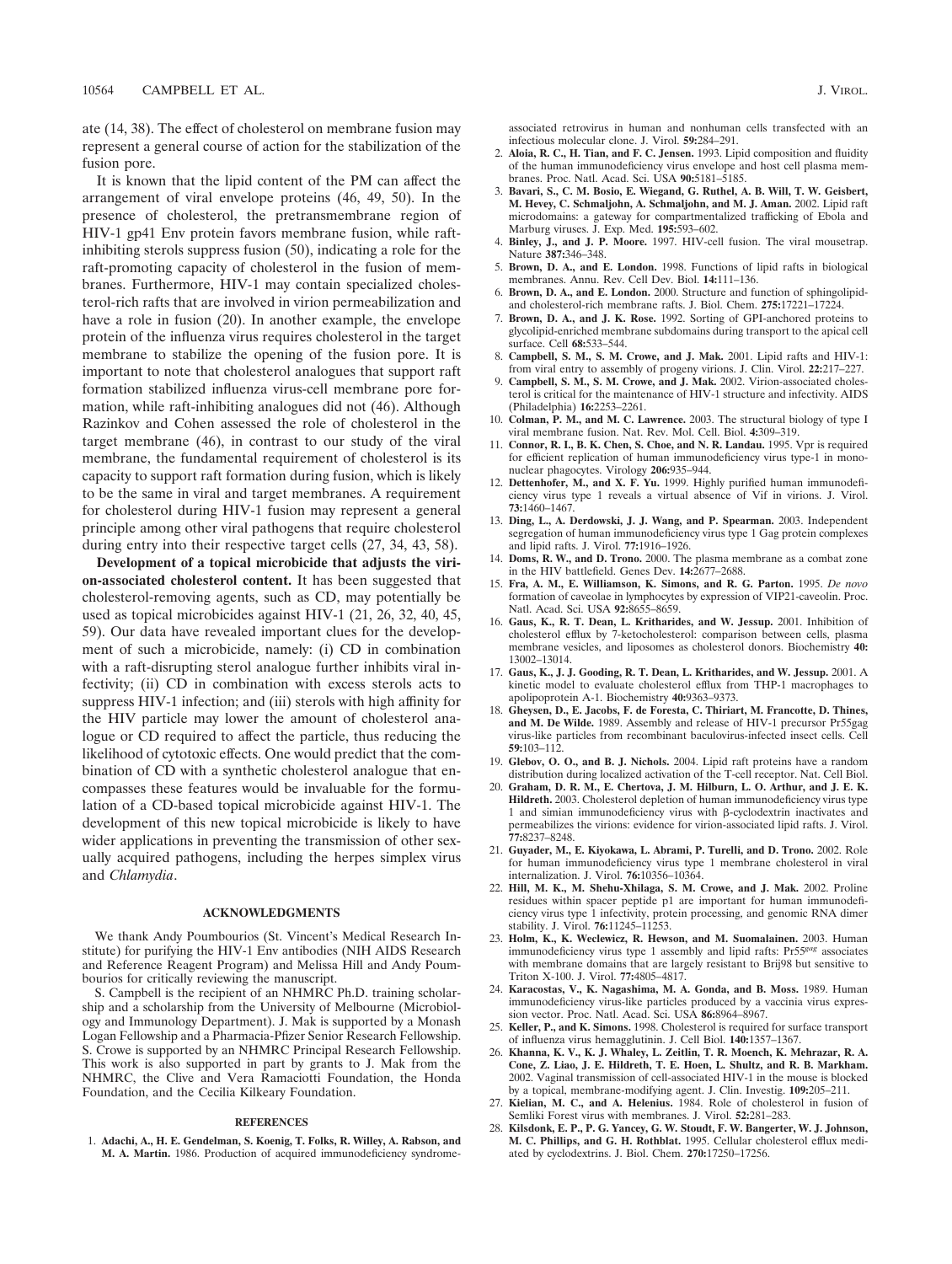ate (14, 38). The effect of cholesterol on membrane fusion may represent a general course of action for the stabilization of the fusion pore.

It is known that the lipid content of the PM can affect the arrangement of viral envelope proteins (46, 49, 50). In the presence of cholesterol, the pretransmembrane region of HIV-1 gp41 Env protein favors membrane fusion, while raft-inhibiting sterols suppress fusion (50), indicating a role for the raft-promoting capacity of cholesterol in the fusion of membranes. Furthermore, HIV-1 may contain specialized cholesterol-rich rafts that are involved in virion permeabilization and have a role in fusion (20). In another example, the envelope protein of the influenza virus requires cholesterol in the target membrane to stabilize the opening of the fusion pore. It is important to note that cholesterol analogues that support raft formation stabilized influenza virus-cell membrane pore formation, while raft-inhibiting analogues did not (46). Although Razinkov and Cohen assessed the role of cholesterol in the target membrane (46), in contrast to our study of the viral membrane, the fundamental requirement of cholesterol is its capacity to support raft formation during fusion, which is likely to be the same in viral and target membranes. A requirement for cholesterol during HIV-1 fusion may represent a general principle among other viral pathogens that require cholesterol during entry into their respective target cells (27, 34, 43, 58).

**Development of a topical microbicide that adjusts the virion-associated cholesterol content.** It has been suggested that cholesterol-removing agents, such as CD, may potentially be used as topical microbicides against HIV-1 (21, 26, 32, 40, 45, 59). Our data have revealed important clues for the development of such a microbicide, namely: (i) CD in combination with a raft-disrupting sterol analogue further inhibits viral infectivity; (ii) CD in combination with excess sterols acts to suppress HIV-1 infection; and (iii) sterols with high affinity for the HIV particle may lower the amount of cholesterol analogue or CD required to affect the particle, thus reducing the likelihood of cytotoxic effects. One would predict that the combination of CD with a synthetic cholesterol analogue that encompasses these features would be invaluable for the formulation of a CD-based topical microbicide against HIV-1. The development of this new topical microbicide is likely to have wider applications in preventing the transmission of other sexually acquired pathogens, including the herpes simplex virus and *Chlamydia*.

## ACKNOWLEDGMENTS

We thank Andy Poumbourios (St. Vincent's Medical Research Institute) for purifying the HIV-1 Env antibodies (NIH AIDS Research and Reference Reagent Program) and Melissa Hill and Andy Poumbourios for critically reviewing the manuscript.

S. Campbell is the recipient of an NHMRC Ph.D. training scholarship and a scholarship from the University of Melbourne (Microbiology and Immunology Department). J. Mak is supported by a Monash Logan Fellowship and a Pharmacia-Pfizer Senior Research Fellowship. S. Crowe is supported by an NHMRC Principal Research Fellowship. This work is also supported in part by grants to J. Mak from the NHMRC, the Clive and Vera Ramaciotti Foundation, the Honda Foundation, and the Cecilia Kilkeary Foundation.

## REFERENCES

1. **Adachi, A., H. E. Gendelman, S. Koenig, T. Folks, R. Willey, A. Rabson, and M. A. Martin.** 1986. Production of acquired immunodeficiency syndrome-associated retrovirus in human and nonhuman cells transfected with an infectious molecular clone. J. Virol. **59:**284–291.
2. **Aloia, R. C., H. Tian, and F. C. Jensen.** 1993. Lipid composition and fluidity of the human immunodeficiency virus envelope and host cell plasma membranes. Proc. Natl. Acad. Sci. USA **90:**5181–5185.
3. **Bavari, S., C. M. Bosio, E. Wiegand, G. Ruthel, A. B. Will, T. W. Geisbert, M. Hevey, C. Schmaljohn, A. Schmaljohn, and M. J. Aman.** 2002. Lipid raft microdomains: a gateway for compartmentalized trafficking of Ebola and Marburg viruses. J. Exp. Med. **195:**593–602.
4. **Binley, J., and J. P. Moore.** 1997. HIV-cell fusion. The viral mousetrap. Nature **387:**346–348.
5. **Brown, D. A., and E. London.** 1998. Functions of lipid rafts in biological membranes. Annu. Rev. Cell Dev. Biol. **14:**111–136.
6. **Brown, D. A., and E. London.** 2000. Structure and function of sphingolipid- and cholesterol-rich membrane rafts. J. Biol. Chem. **275:**17221–17224.
7. **Brown, D. A., and J. K. Rose.** 1992. Sorting of GPI-anchored proteins to glycolipid-enriched membrane subdomains during transport to the apical cell surface. Cell **68:**533–544.
8. **Campbell, S. M., S. M. Crowe, and J. Mak.** 2001. Lipid rafts and HIV-1: from viral entry to assembly of progeny virions. J. Clin. Virol. **22:**217–227.
9. **Campbell, S. M., S. M. Crowe, and J. Mak.** 2002. Virion-associated cholesterol is critical for the maintenance of HIV-1 structure and infectivity. AIDS (Philadelphia) **16:**2253–2261.
10. **Colman, P. M., and M. C. Lawrence.** 2003. The structural biology of type I viral membrane fusion. Nat. Rev. Mol. Cell. Biol. **4:**309–319.
11. **Connor, R. I., B. K. Chen, S. Choe, and N. R. Landau.** 1995. Vpr is required for efficient replication of human immunodeficiency virus type-1 in mononuclear phagocytes. Virology **206:**935–944.
12. **Dettenhofer, M., and X. F. Yu.** 1999. Highly purified human immunodeficiency virus type 1 reveals a virtual absence of Vif in virions. J. Virol. **73:**1460–1467.
13. **Ding, L., A. Derdowski, J. J. Wang, and P. Spearman.** 2003. Independent segregation of human immunodeficiency virus type 1 Gag protein complexes and lipid rafts. J. Virol. **77:**1916–1926.
14. **Doms, R. W., and D. Trono.** 2000. The plasma membrane as a combat zone in the HIV battlefield. Genes Dev. **14:**2677–2688.
15. **Fra, A. M., E. Williamson, K. Simons, and R. G. Parton.** 1995. *De novo* formation of caveolae in lymphocytes by expression of VIP21-caveolin. Proc. Natl. Acad. Sci. USA **92:**8655–8659.
16. **Gaus, K., R. T. Dean, L. Kritharides, and W. Jessup.** 2001. Inhibition of cholesterol efflux by 7-ketocholesterol: comparison between cells, plasma membrane vesicles, and liposomes as cholesterol donors. Biochemistry **40:**13002–13014.
17. **Gaus, K., J. J. Gooding, R. T. Dean, L. Kritharides, and W. Jessup.** 2001. A kinetic model to evaluate cholesterol efflux from THP-1 macrophages to apolipoprotein A-1. Biochemistry **40:**9363–9373.
18. **Gheysen, D., E. Jacobs, F. de Foresta, C. Thiriart, M. Francotte, D. Thines, and M. De Wilde.** 1989. Assembly and release of HIV-1 precursor Pr55gag virus-like particles from recombinant baculovirus-infected insect cells. Cell **59:**103–112.
19. **Glebov, O. O., and B. J. Nichols.** 2004. Lipid raft proteins have a random distribution during localized activation of the T-cell receptor. Nat. Cell Biol.
20. **Graham, D. R. M., E. Chertova, J. M. Hilburn, L. O. Arthur, and J. E. K. Hildreth.** 2003. Cholesterol depletion of human immunodeficiency virus type 1 and simian immunodeficiency virus with β-cyclodextrin inactivates and permeabilizes the virions: evidence for virion-associated lipid rafts. J. Virol. **77:**8237–8248.
21. **Guyader, M., E. Kiyokawa, L. Abrami, P. Turelli, and D. Trono.** 2002. Role for human immunodeficiency virus type 1 membrane cholesterol in viral internalization. J. Virol. **76:**10356–10364.
22. **Hill, M. K., M. Shehu-Xhilaga, S. M. Crowe, and J. Mak.** 2002. Proline residues within spacer peptide p1 are important for human immunodeficiency virus type 1 infectivity, protein processing, and genomic RNA dimer stability. J. Virol. **76:**11245–11253.
23. **Holm, K., K. Weclewicz, R. Hewson, and M. Suomalainen.** 2003. Human immunodeficiency virus type 1 assembly and lipid rafts: Pr55$^{gag}$ associates with membrane domains that are largely resistant to Brij98 but sensitive to Triton X-100. J. Virol. **77:**4805–4817.
24. **Karacostas, V., K. Nagashima, M. A. Gonda, and B. Moss.** 1989. Human immunodeficiency virus-like particles produced by a vaccinia virus expression vector. Proc. Natl. Acad. Sci. USA **86:**8964–8967.
25. **Keller, P., and K. Simons.** 1998. Cholesterol is required for surface transport of influenza virus hemagglutinin. J. Cell Biol. **140:**1357–1367.
26. **Khanna, K. V., K. J. Whaley, L. Zeitlin, T. R. Moench, K. Mehrazar, R. A. Cone, Z. Liao, J. E. Hildreth, T. E. Hoen, L. Shultz, and R. B. Markham.** 2002. Vaginal transmission of cell-associated HIV-1 in the mouse is blocked by a topical, membrane-modifying agent. J. Clin. Investig. **109:**205–211.
27. **Kielian, M. C., and A. Helenius.** 1984. Role of cholesterol in fusion of Semliki Forest virus with membranes. J. Virol. **52:**281–283.
28. **Kilsdonk, E. P., P. G. Yancey, G. W. Stoudt, F. W. Bangerter, W. J. Johnson, M. C. Phillips, and G. H. Rothblat.** 1995. Cellular cholesterol efflux mediated by cyclodextrins. J. Biol. Chem. **270:**17250–17256.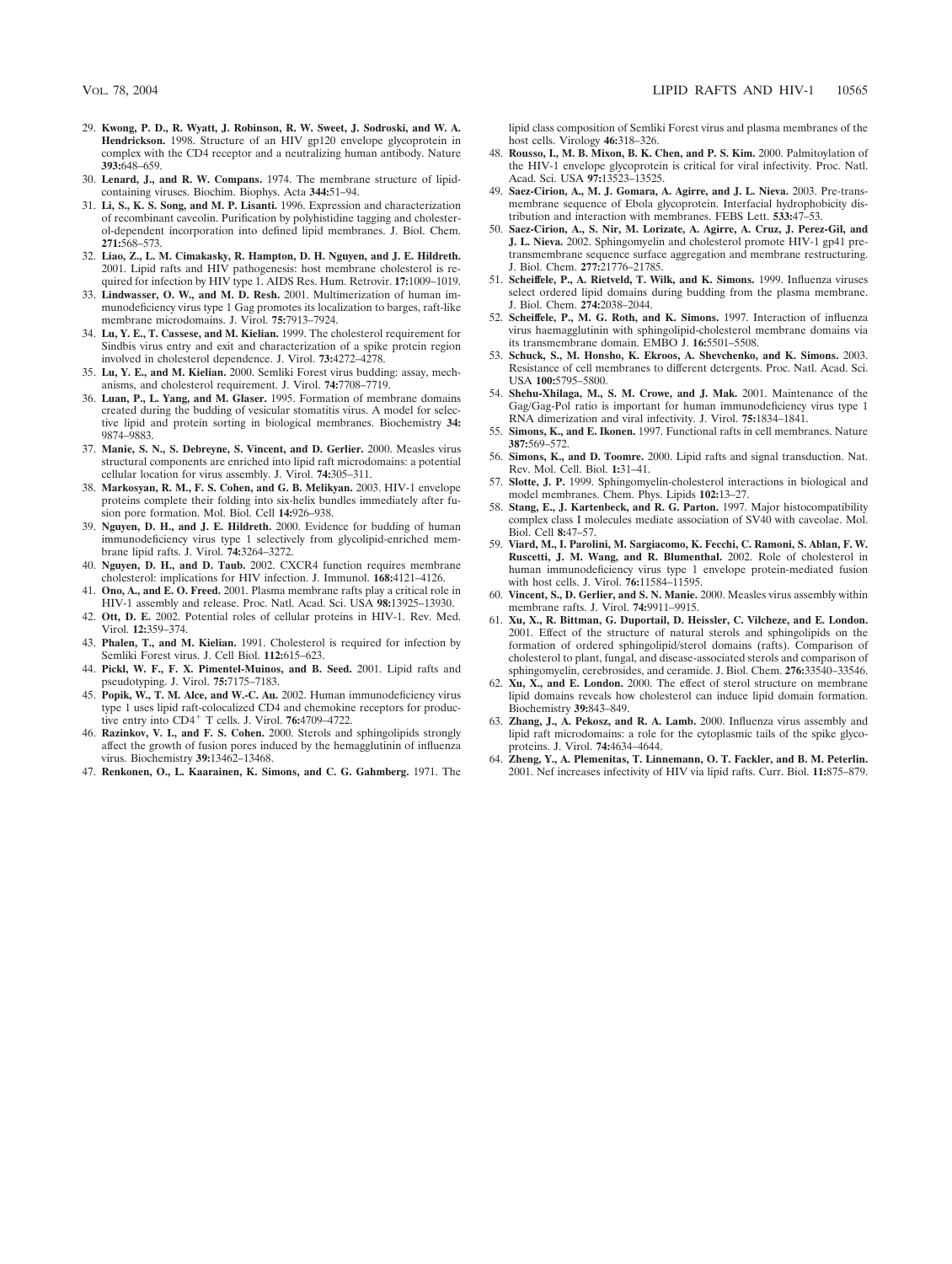29. **Kwong, P. D., R. Wyatt, J. Robinson, R. W. Sweet, J. Sodroski, and W. A. Hendrickson.** 1998. Structure of an HIV gp120 envelope glycoprotein in complex with the CD4 receptor and a neutralizing human antibody. Nature **393:**648–659.
30. **Lenard, J., and R. W. Compans.** 1974. The membrane structure of lipid-containing viruses. Biochim. Biophys. Acta **344:**51–94.
31. **Li, S., K. S. Song, and M. P. Lisanti.** 1996. Expression and characterization of recombinant caveolin. Purification by polyhistidine tagging and cholesterol-dependent incorporation into defined lipid membranes. J. Biol. Chem. **271:**568–573.
32. **Liao, Z., L. M. Cimakasky, R. Hampton, D. H. Nguyen, and J. E. Hildreth.** 2001. Lipid rafts and HIV pathogenesis: host membrane cholesterol is required for infection by HIV type 1. AIDS Res. Hum. Retrovir. **17:**1009–1019.
33. **Lindwasser, O. W., and M. D. Resh.** 2001. Multimerization of human immunodeficiency virus type 1 Gag promotes its localization to barges, raft-like membrane microdomains. J. Virol. **75:**7913–7924.
34. **Lu, Y. E., T. Cassese, and M. Kielian.** 1999. The cholesterol requirement for Sindbis virus entry and exit and characterization of a spike protein region involved in cholesterol dependence. J. Virol. **73:**4272–4278.
35. **Lu, Y. E., and M. Kielian.** 2000. Semliki Forest virus budding: assay, mechanisms, and cholesterol requirement. J. Virol. **74:**7708–7719.
36. **Luan, P., L. Yang, and M. Glaser.** 1995. Formation of membrane domains created during the budding of vesicular stomatitis virus. A model for selective lipid and protein sorting in biological membranes. Biochemistry **34:** 9874–9883.
37. **Manie, S. N., S. Debreyne, S. Vincent, and D. Gerlier.** 2000. Measles virus structural components are enriched into lipid raft microdomains: a potential cellular location for virus assembly. J. Virol. **74:**305–311.
38. **Markosyan, R. M., F. S. Cohen, and G. B. Melikyan.** 2003. HIV-1 envelope proteins complete their folding into six-helix bundles immediately after fusion pore formation. Mol. Biol. Cell **14:**926–938.
39. **Nguyen, D. H., and J. E. Hildreth.** 2000. Evidence for budding of human immunodeficiency virus type 1 selectively from glycolipid-enriched membrane lipid rafts. J. Virol. **74:**3264–3272.
40. **Nguyen, D. H., and D. Taub.** 2002. CXCR4 function requires membrane cholesterol: implications for HIV infection. J. Immunol. **168:**4121–4126.
41. **Ono, A., and E. O. Freed.** 2001. Plasma membrane rafts play a critical role in HIV-1 assembly and release. Proc. Natl. Acad. Sci. USA **98:**13925–13930.
42. **Ott, D. E.** 2002. Potential roles of cellular proteins in HIV-1. Rev. Med. Virol. **12:**359–374.
43. **Phalen, T., and M. Kielian.** 1991. Cholesterol is required for infection by Semliki Forest virus. J. Cell Biol. **112:**615–623.
44. **Pickl, W. F., F. X. Pimentel-Muinos, and B. Seed.** 2001. Lipid rafts and pseudotyping. J. Virol. **75:**7175–7183.
45. **Popik, W., T. M. Alce, and W.-C. Au.** 2002. Human immunodeficiency virus type 1 uses lipid raft-colocalized CD4 and chemokine receptors for productive entry into CD4$^+$ T cells. J. Virol. **76:**4709–4722.
46. **Razinkov, V. I., and F. S. Cohen.** 2000. Sterols and sphingolipids strongly affect the growth of fusion pores induced by the hemagglutinin of influenza virus. Biochemistry **39:**13462–13468.
47. **Renkonen, O., L. Kaarainen, K. Simons, and C. G. Gahmberg.** 1971. The lipid class composition of Semliki Forest virus and plasma membranes of the host cells. Virology **46:**318–326.
48. **Rousso, I., M. B. Mixon, B. K. Chen, and P. S. Kim.** 2000. Palmitoylation of the HIV-1 envelope glycoprotein is critical for viral infectivity. Proc. Natl. Acad. Sci. USA **97:**13523–13525.
49. **Saez-Cirion, A., M. J. Gomara, A. Agirre, and J. L. Nieva.** 2003. Pre-transmembrane sequence of Ebola glycoprotein. Interfacial hydrophobicity distribution and interaction with membranes. FEBS Lett. **533:**47–53.
50. **Saez-Cirion, A., S. Nir, M. Lorizate, A. Agirre, A. Cruz, J. Perez-Gil, and J. L. Nieva.** 2002. Sphingomyelin and cholesterol promote HIV-1 gp41 pretransmembrane sequence surface aggregation and membrane restructuring. J. Biol. Chem. **277:**21776–21785.
51. **Scheiffele, P., A. Rietveld, T. Wilk, and K. Simons.** 1999. Influenza viruses select ordered lipid domains during budding from the plasma membrane. J. Biol. Chem. **274:**2038–2044.
52. **Scheiffele, P., M. G. Roth, and K. Simons.** 1997. Interaction of influenza virus haemagglutinin with sphingolipid-cholesterol membrane domains via its transmembrane domain. EMBO J. **16:**5501–5508.
53. **Schuck, S., M. Honsho, K. Ekroos, A. Shevchenko, and K. Simons.** 2003. Resistance of cell membranes to different detergents. Proc. Natl. Acad. Sci. USA **100:**5795–5800.
54. **Shehu-Xhilaga, M., S. M. Crowe, and J. Mak.** 2001. Maintenance of the Gag/Gag-Pol ratio is important for human immunodeficiency virus type 1 RNA dimerization and viral infectivity. J. Virol. **75:**1834–1841.
55. **Simons, K., and E. Ikonen.** 1997. Functional rafts in cell membranes. Nature **387:**569–572.
56. **Simons, K., and D. Toomre.** 2000. Lipid rafts and signal transduction. Nat. Rev. Mol. Cell. Biol. **1:**31–41.
57. **Slotte, J. P.** 1999. Sphingomyelin-cholesterol interactions in biological and model membranes. Chem. Phys. Lipids **102:**13–27.
58. **Stang, E., J. Kartenbeck, and R. G. Parton.** 1997. Major histocompatibility complex class I molecules mediate association of SV40 with caveolae. Mol. Biol. Cell **8:**47–57.
59. **Viard, M., I. Parolini, M. Sargiacomo, K. Fecchi, C. Ramoni, S. Ablan, F. W. Ruscetti, J. M. Wang, and R. Blumenthal.** 2002. Role of cholesterol in human immunodeficiency virus type 1 envelope protein-mediated fusion with host cells. J. Virol. **76:**11584–11595.
60. **Vincent, S., D. Gerlier, and S. N. Manie.** 2000. Measles virus assembly within membrane rafts. J. Virol. **74:**9911–9915.
61. **Xu, X., R. Bittman, G. Duportail, D. Heissler, C. Vilcheze, and E. London.** 2001. Effect of the structure of natural sterols and sphingolipids on the formation of ordered sphingolipid/sterol domains (rafts). Comparison of cholesterol to plant, fungal, and disease-associated sterols and comparison of sphingomyelin, cerebrosides, and ceramide. J. Biol. Chem. **276:**33540–33546.
62. **Xu, X., and E. London.** 2000. The effect of sterol structure on membrane lipid domains reveals how cholesterol can induce lipid domain formation. Biochemistry **39:**843–849.
63. **Zhang, J., A. Pekosz, and R. A. Lamb.** 2000. Influenza virus assembly and lipid raft microdomains: a role for the cytoplasmic tails of the spike glycoproteins. J. Virol. **74:**4634–4644.
64. **Zheng, Y., A. Plemenitas, T. Linnemann, O. T. Fackler, and B. M. Peterlin.** 2001. Nef increases infectivity of HIV via lipid rafts. Curr. Biol. **11:**875–879.